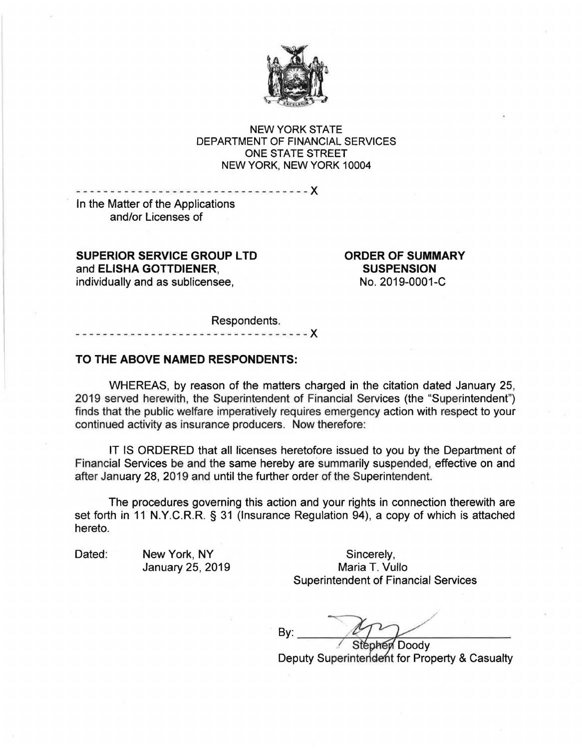NEW YORK STATE
DEPARTMENT OF FINANCIAL SERVICES
ONE STATE STREET
NEW YORK, NEW YORK 10004

---------------------------------- X

In the Matter of the Applications
and/or Licenses of

**SUPERIOR SERVICE GROUP LTD**
and **ELISHA GOTTDIENER**,
individually and as sublicensee,

Respondents.

---------------------------------- X

**ORDER OF SUMMARY SUSPENSION**
No. 2019-0001-C

**TO THE ABOVE NAMED RESPONDENTS:**

WHEREAS, by reason of the matters charged in the citation dated January 25, 2019 served herewith, the Superintendent of Financial Services (the "Superintendent") finds that the public welfare imperatively requires emergency action with respect to your continued activity as insurance producers. Now therefore:

IT IS ORDERED that all licenses heretofore issued to you by the Department of Financial Services be and the same hereby are summarily suspended, effective on and after January 28, 2019 and until the further order of the Superintendent.

The procedures governing this action and your rights in connection therewith are set forth in 11 N.Y.C.R.R. § 31 (Insurance Regulation 94), a copy of which is attached hereto.

Dated: New York, NY
January 25, 2019

Sincerely,
Maria T. Vullo
Superintendent of Financial Services

By: ______________________
Stephen Doody
Deputy Superintendent for Property & Casualty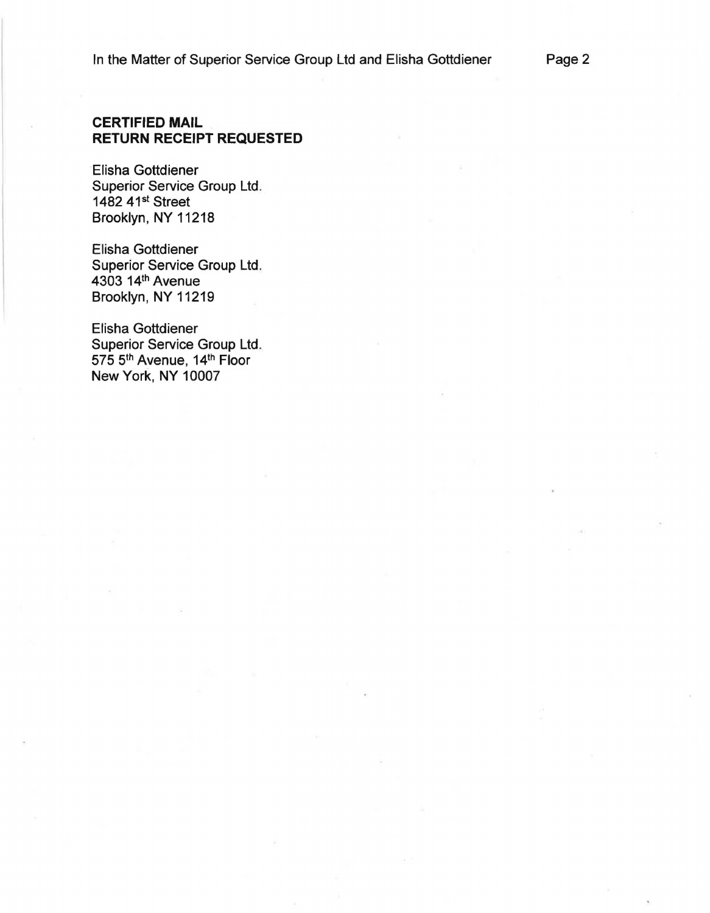**CERTIFIED MAIL**
**RETURN RECEIPT REQUESTED**

Elisha Gottdiener
Superior Service Group Ltd.
1482 41st Street
Brooklyn, NY 11218

Elisha Gottdiener
Superior Service Group Ltd.
4303 14th Avenue
Brooklyn, NY 11219

Elisha Gottdiener
Superior Service Group Ltd.
575 5th Avenue, 14th Floor
New York, NY 10007